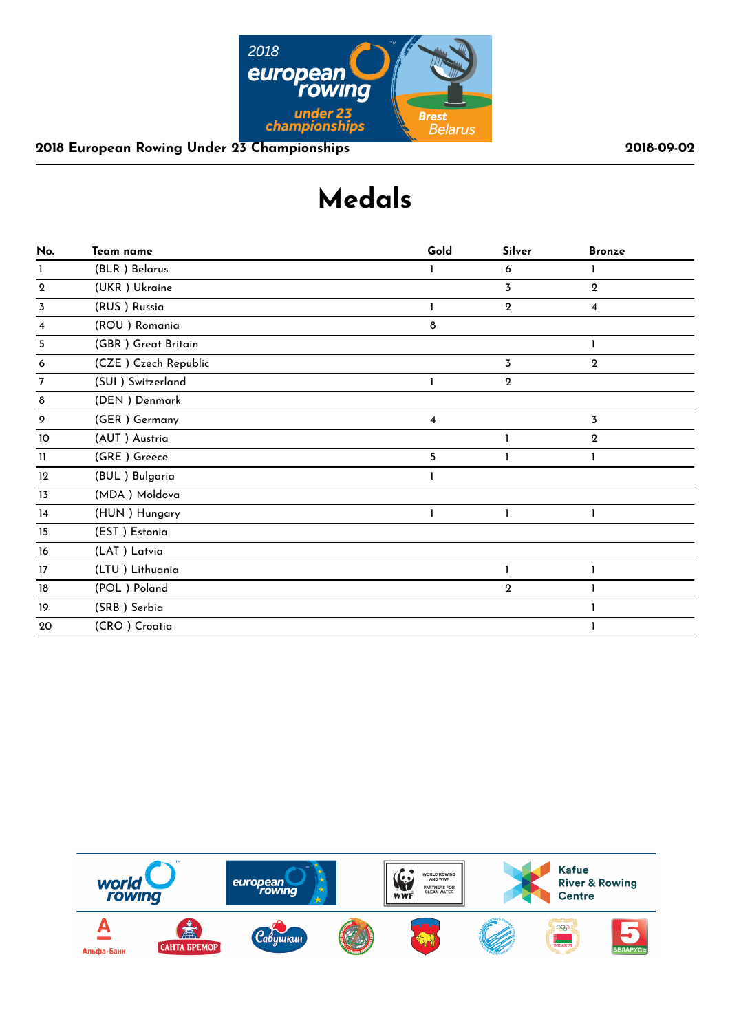2018 European Rowing Under 23 Championships

2018-09-02

# Medals

| No. | Team name | Gold | Silver | Bronze |
|---|---|---|---|---|
| 1 | (BLR ) Belarus | 1 | 6 | 1 |
| 2 | (UKR ) Ukraine | | 3 | 2 |
| 3 | (RUS ) Russia | 1 | 2 | 4 |
| 4 | (ROU ) Romania | 8 | | |
| 5 | (GBR ) Great Britain | | | 1 |
| 6 | (CZE ) Czech Republic | | 3 | 2 |
| 7 | (SUI ) Switzerland | 1 | 2 | |
| 8 | (DEN ) Denmark | | | |
| 9 | (GER ) Germany | 4 | | 3 |
| 10 | (AUT ) Austria | | 1 | 2 |
| 11 | (GRE ) Greece | 5 | 1 | 1 |
| 12 | (BUL ) Bulgaria | 1 | | |
| 13 | (MDA ) Moldova | | | |
| 14 | (HUN ) Hungary | 1 | 1 | 1 |
| 15 | (EST ) Estonia | | | |
| 16 | (LAT ) Latvia | | | |
| 17 | (LTU ) Lithuania | | 1 | 1 |
| 18 | (POL ) Poland | | 2 | 1 |
| 19 | (SRB ) Serbia | | | 1 |
| 20 | (CRO ) Croatia | | | 1 |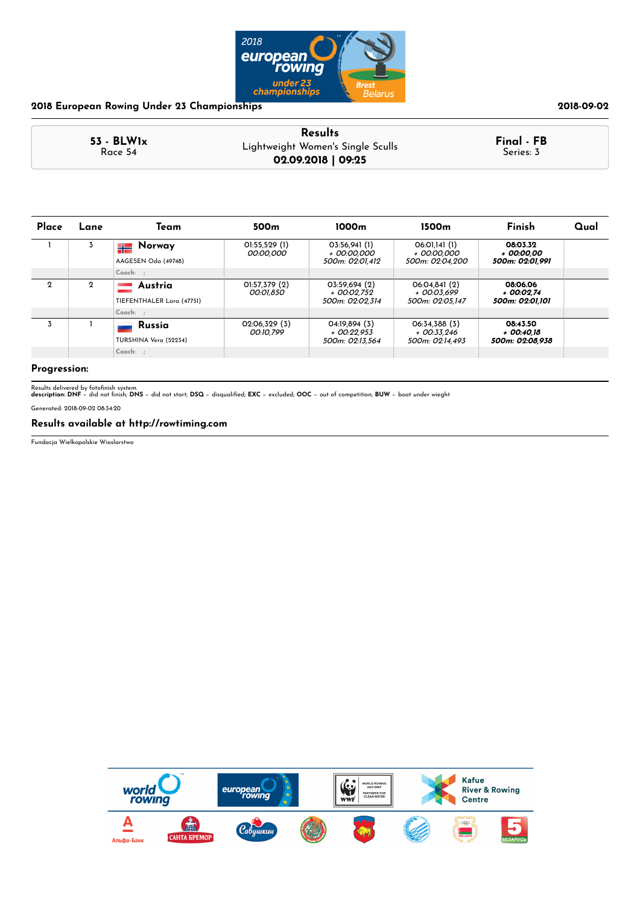**2018 European Rowing Under 23 Championships** | **2018-09-02**

| **53 - BLW1x** Race 54 | **Results** Lightweight Women's Single Sculls **02.09.2018 \| 09:25** | **Final - FB** Series: 3 |
|---|---|---|

| Place | Lane | Team | 500m | 1000m | 1500m | Finish | Qual |
|---|---|---|---|---|---|---|---|
| 1 | 3 | **Norway** AAGESEN Oda (49748) | 01:55,529 (1) *00:00,000* | 03:56,941 (1) *+ 00:00,000* *500m: 02:01,412* | 06:01,141 (1) *+ 00:00,000* *500m: 02:04,200* | **08:03.32** ***+ 00:00,00*** ***500m: 02:01,991*** | |
| | | Coach: ; | | | | | |
| 2 | 2 | **Austria** TIEFENTHALER Lara (47751) | 01:57,379 (2) *00:01,850* | 03:59,694 (2) *+ 00:02,752* *500m: 02:02,314* | 06:04,841 (2) *+ 00:03,699* *500m: 02:05,147* | **08:06.06** ***+ 00:02,74*** ***500m: 02:01,101*** | |
| | | Coach: ; | | | | | |
| 3 | 1 | **Russia** TURSHINA Vera (52234) | 02:06,329 (3) *00:10,799* | 04:19,894 (3) *+ 00:22,953* *500m: 02:13,564* | 06:34,388 (3) *+ 00:33,246* *500m: 02:14,493* | **08:43.50** ***+ 00:40,18*** ***500m: 02:08,938*** | |
| | | Coach: ; | | | | | |

**Progression:**

Results delivered by fotofinish system.
**description: DNF** – did not finish; **DNS** – did not start; **DSQ** – disqualified; **EXC** – excluded; **OOC** – out of competition; **BUW** – boat under wieght

Generated: 2018-09-02 08:34:20

**Results available at http://rowtiming.com**

Fundacja Wielkopolskie Wioslarstwo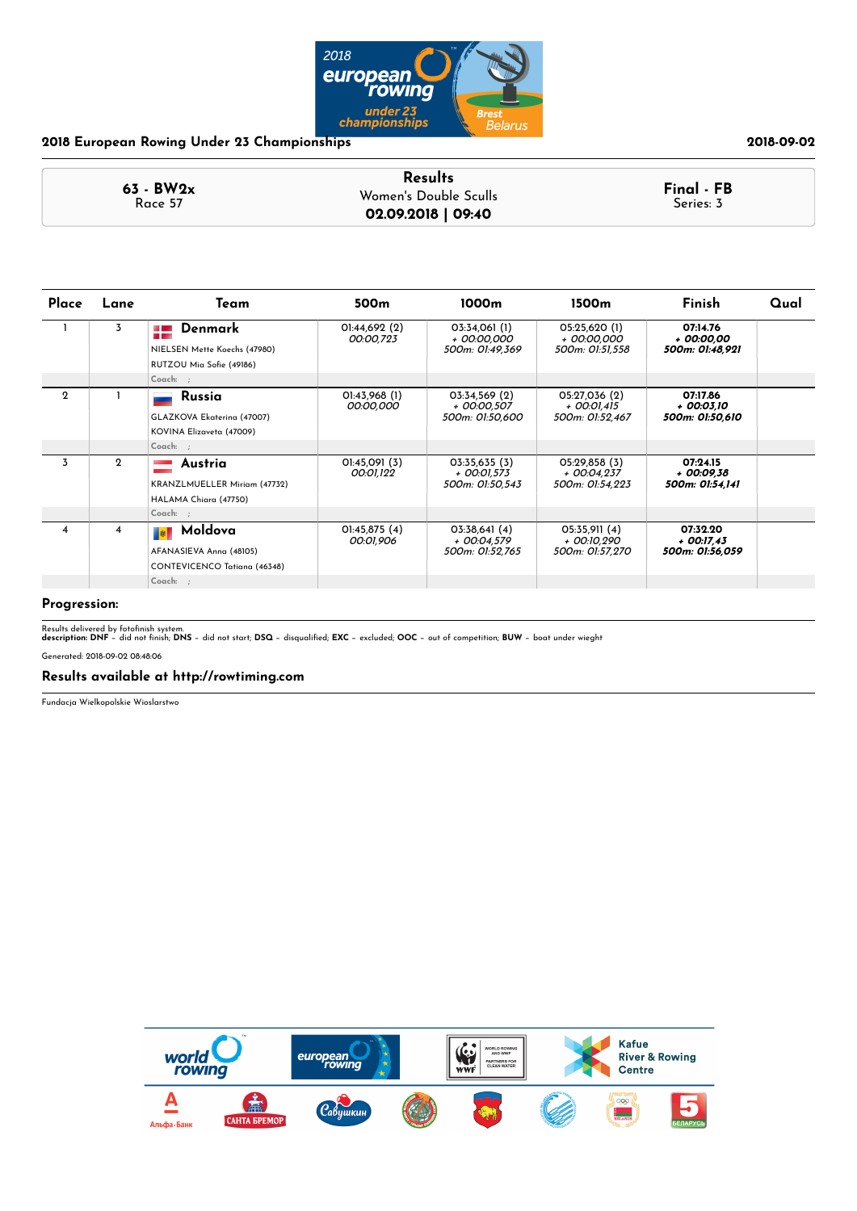## 2018 European Rowing Under 23 Championships

2018-09-02

| 63 - BW2x Race 57 | Results Women's Double Sculls **02.09.2018 \| 09:40** | Final - FB Series: 3 |
|---|---|---|

| Place | Lane | Team | 500m | 1000m | 1500m | Finish | Qual |
|---|---|---|---|---|---|---|---|
| 1 | 3 | **Denmark** NIELSEN Mette Koechs (47980) RUTZOU Mia Sofie (49186) Coach: ; | 01:44,692 (2) *00:00,723* | 03:34,061 (1) *+ 00:00,000* *500m: 01:49,369* | 05:25,620 (1) *+ 00:00,000* *500m: 01:51,558* | **07:14.76** ***+ 00:00,00*** ***500m: 01:48,921*** | |
| 2 | 1 | **Russia** GLAZKOVA Ekaterina (47007) KOVINA Elizaveta (47009) Coach: ; | 01:43,968 (1) *00:00,000* | 03:34,569 (2) *+ 00:00,507* *500m: 01:50,600* | 05:27,036 (2) *+ 00:01,415* *500m: 01:52,467* | **07:17.86** ***+ 00:03,10*** ***500m: 01:50,610*** | |
| 3 | 2 | **Austria** KRANZLMUELLER Miriam (47732) HALAMA Chiara (47750) Coach: ; | 01:45,091 (3) *00:01,122* | 03:35,635 (3) *+ 00:01,573* *500m: 01:50,543* | 05:29,858 (3) *+ 00:04,237* *500m: 01:54,223* | **07:24.15** ***+ 00:09,38*** ***500m: 01:54,141*** | |
| 4 | 4 | **Moldova** AFANASIEVA Anna (48105) CONTEVICENCO Tatiana (46348) Coach: ; | 01:45,875 (4) *00:01,906* | 03:38,641 (4) *+ 00:04,579* *500m: 01:52,765* | 05:35,911 (4) *+ 00:10,290* *500m: 01:57,270* | **07:32.20** ***+ 00:17,43*** ***500m: 01:56,059*** | |

**Progression:**

Results delivered by fotofinish system.
**description: DNF** – did not finish; **DNS** – did not start; **DSQ** – disqualified; **EXC** – excluded; **OOC** – out of competition; **BUW** – boat under wieght

Generated: 2018-09-02 08:48:06

**Results available at http://rowtiming.com**

Fundacja Wielkopolskie Wioslarstwo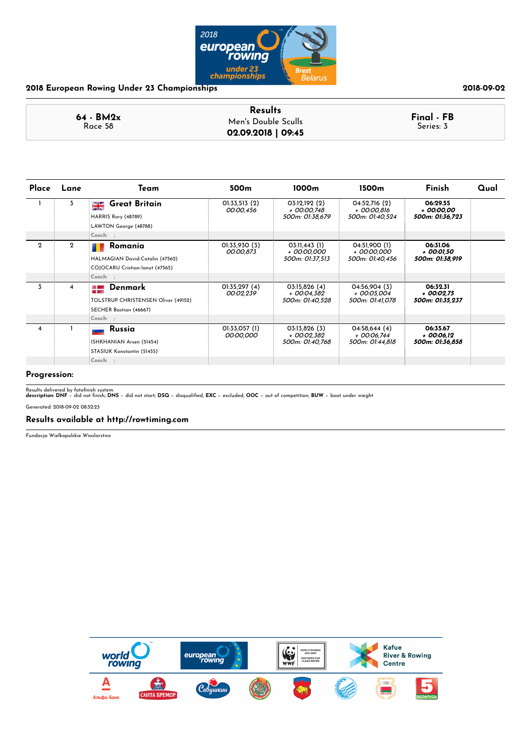**2018 European Rowing Under 23 Championships** — 2018-09-02

**64 - BM2x**
Race 58

**Results**
Men's Double Sculls
**02.09.2018 | 09:45**

**Final - FB**
Series: 3

| Place | Lane | Team | 500m | 1000m | 1500m | Finish | Qual |
|---|---|---|---|---|---|---|---|
| 1 | 3 | **Great Britain**<br>HARRIS Rory (48789)<br>LAWTON George (48788)<br>Coach: ; | 01:33,513 (2)<br>*00:00,456* | 03:12,192 (2)<br>*+ 00:00,748*<br>*500m: 01:38,679* | 04:52,716 (2)<br>*+ 00:00,816*<br>*500m: 01:40,524* | **06:29.55**<br>***+ 00:00,00***<br>***500m: 01:36,723*** | |
| 2 | 2 | **Romania**<br>HALMAGIAN David-Catalin (47562)<br>COJOCARU Cristian-Ionut (47565)<br>Coach: ; | 01:33,930 (3)<br>*00:00,873* | 03:11,443 (1)<br>*+ 00:00,000*<br>*500m: 01:37,513* | 04:51,900 (1)<br>*+ 00:00,000*<br>*500m: 01:40,456* | **06:31.06**<br>***+ 00:01,50***<br>***500m: 01:38,919*** | |
| 3 | 4 | **Denmark**<br>TOLSTRUP CHRISTENSEN Oliver (49152)<br>SECHER Bastian (46667)<br>Coach: ; | 01:35,297 (4)<br>*00:02,239* | 03:15,826 (4)<br>*+ 00:04,382*<br>*500m: 01:40,528* | 04:56,904 (3)<br>*+ 00:05,004*<br>*500m: 01:41,078* | **06:32.31**<br>***+ 00:02,75***<br>***500m: 01:35,237*** | |
| 4 | 1 | **Russia**<br>ISHKHANIAN Arsen (51454)<br>STASIUK Konstantin (51455)<br>Coach: ; | 01:33,057 (1)<br>*00:00,000* | 03:13,826 (3)<br>*+ 00:02,382*<br>*500m: 01:40,768* | 04:58,644 (4)<br>*+ 00:06,744*<br>*500m: 01:44,818* | **06:35.67**<br>***+ 00:06,12***<br>***500m: 01:36,858*** | |

**Progression:**

Results delivered by fotofinish system.
**description: DNF** – did not finish; **DNS** – did not start; **DSQ** – disqualified; **EXC** – excluded; **OOC** – out of competition; **BUW** – boat under wieght

Generated: 2018-09-02 08:52:23

**Results available at http://rowtiming.com**

Fundacja Wielkopolskie Wioslarstwo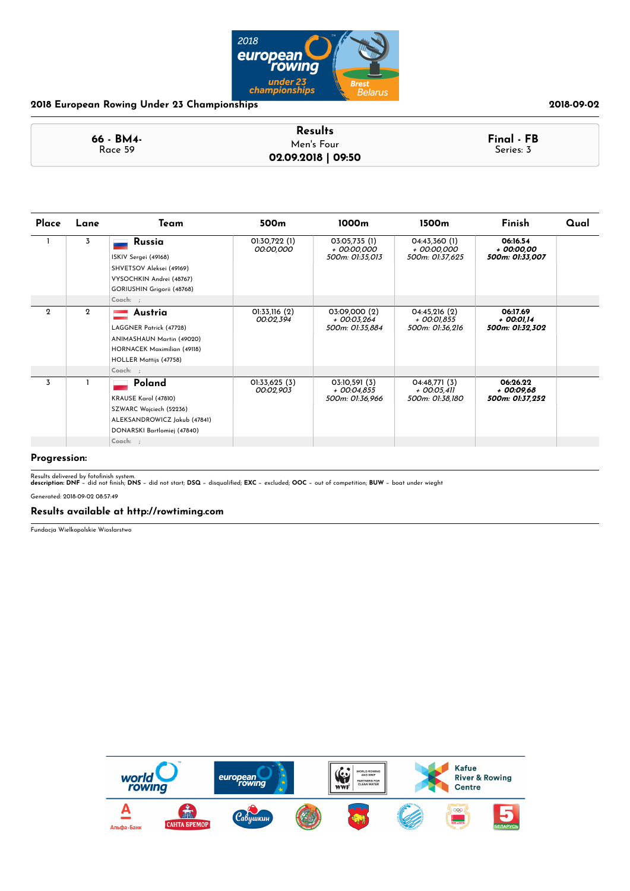**2018 European Rowing Under 23 Championships** — 2018-09-02

| 66 - BM4- Race 59 | Results Men's Four **02.09.2018 \| 09:50** | Final - FB Series: 3 |
|---|---|---|

| Place | Lane | Team | 500m | 1000m | 1500m | Finish | Qual |
|---|---|---|---|---|---|---|---|
| 1 | 3 | **Russia**<br>ISKIV Sergei (49168)<br>SHVETSOV Aleksei (49169)<br>VYSOCHKIN Andrei (48767)<br>GORIUSHIN Grigorii (48768)<br>Coach: ; | 01:30,722 (1)<br>*00:00,000* | 03:05,735 (1)<br>*+ 00:00,000*<br>*500m: 01:35,013* | 04:43,360 (1)<br>*+ 00:00,000*<br>*500m: 01:37,625* | **06:16.54**<br>***+ 00:00,00***<br>***500m: 01:33,007*** | |
| 2 | 2 | **Austria**<br>LAGGNER Patrick (47728)<br>ANIMASHAUN Martin (49020)<br>HORNACEK Maximilian (49118)<br>HOLLER Mattijs (47758)<br>Coach: ; | 01:33,116 (2)<br>*00:02,394* | 03:09,000 (2)<br>*+ 00:03,264*<br>*500m: 01:35,884* | 04:45,216 (2)<br>*+ 00:01,855*<br>*500m: 01:36,216* | **06:17.69**<br>***+ 00:01,14***<br>***500m: 01:32,302*** | |
| 3 | 1 | **Poland**<br>KRAUSE Karol (47810)<br>SZWARC Wojciech (52236)<br>ALEKSANDROWICZ Jakub (47841)<br>DONARSKI Bartlomiej (47840)<br>Coach: ; | 01:33,625 (3)<br>*00:02,903* | 03:10,591 (3)<br>*+ 00:04,855*<br>*500m: 01:36,966* | 04:48,771 (3)<br>*+ 00:05,411*<br>*500m: 01:38,180* | **06:26.22**<br>***+ 00:09,68***<br>***500m: 01:37,252*** | |

## Progression:

Results delivered by fotofinish system.
**description: DNF** – did not finish; **DNS** – did not start; **DSQ** – disqualified; **EXC** – excluded; **OOC** – out of competition; **BUW** – boat under wieght

Generated: 2018-09-02 08:57:49

## Results available at http://rowtiming.com

Fundacja Wielkopolskie Wioslarstwo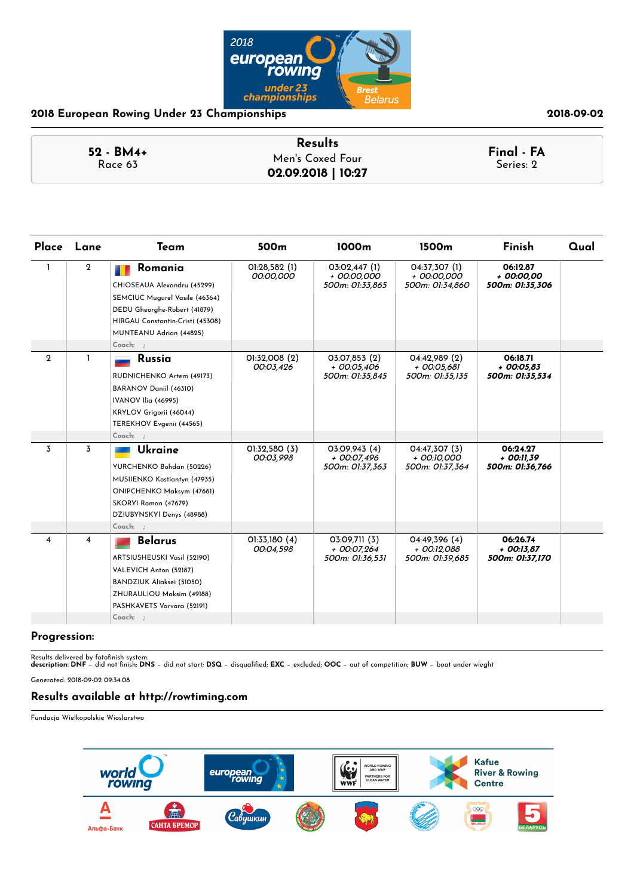## 2018 European Rowing Under 23 Championships

2018-09-02

| 52 - BM4+ Race 63 | **Results** Men's Coxed Four **02.09.2018 \| 10:27** | **Final - FA** Series: 2 |
|---|---|---|

| Place | Lane | Team | 500m | 1000m | 1500m | Finish | Qual |
|---|---|---|---|---|---|---|---|
| 1 | 2 | **Romania**<br>CHIOSEAUA Alexandru (45299)<br>SEMCIUC Mugurel Vasile (46364)<br>DEDU Gheorghe-Robert (41879)<br>HIRGAU Constantin-Cristi (45308)<br>MUNTEANU Adrian (44825)<br>Coach: ; | 01:28,582 (1)<br>*00:00,000* | 03:02,447 (1)<br>*+ 00:00,000*<br>*500m: 01:33,865* | 04:37,307 (1)<br>*+ 00:00,000*<br>*500m: 01:34,860* | **06:12.87**<br>***+ 00:00,00***<br>***500m: 01:35,306*** | |
| 2 | 1 | **Russia**<br>RUDNICHENKO Artem (49173)<br>BARANOV Daniil (46310)<br>IVANOV Ilia (46995)<br>KRYLOV Grigorii (46044)<br>TEREKHOV Evgenii (44565)<br>Coach: ; | 01:32,008 (2)<br>*00:03,426* | 03:07,853 (2)<br>*+ 00:05,406*<br>*500m: 01:35,845* | 04:42,989 (2)<br>*+ 00:05,681*<br>*500m: 01:35,135* | **06:18.71**<br>***+ 00:05,83***<br>***500m: 01:35,534*** | |
| 3 | 3 | **Ukraine**<br>YURCHENKO Bohdan (50226)<br>MUSIIENKO Kostiantyn (47935)<br>ONIPCHENKO Maksym (47661)<br>SKORYI Roman (47679)<br>DZIUBYNSKYI Denys (48988)<br>Coach: ; | 01:32,580 (3)<br>*00:03,998* | 03:09,943 (4)<br>*+ 00:07,496*<br>*500m: 01:37,363* | 04:47,307 (3)<br>*+ 00:10,000*<br>*500m: 01:37,364* | **06:24.27**<br>***+ 00:11,39***<br>***500m: 01:36,766*** | |
| 4 | 4 | **Belarus**<br>ARTSIUSHEUSKI Vasil (52190)<br>VALEVICH Anton (52187)<br>BANDZIUK Aliaksei (51050)<br>ZHURAULIOU Maksim (49188)<br>PASHKAVETS Varvara (52191)<br>Coach: ; | 01:33,180 (4)<br>*00:04,598* | 03:09,711 (3)<br>*+ 00:07,264*<br>*500m: 01:36,531* | 04:49,396 (4)<br>*+ 00:12,088*<br>*500m: 01:39,685* | **06:26.74**<br>***+ 00:13,87***<br>***500m: 01:37,170*** | |

### Progression:

Results delivered by fotofinish system.
**description: DNF** – did not finish; **DNS** – did not start; **DSQ** – disqualified; **EXC** – excluded; **OOC** – out of competition; **BUW** – boat under wieght

Generated: 2018-09-02 09:34:08

### Results available at http://rowtiming.com

Fundacja Wielkopolskie Wioslarstwo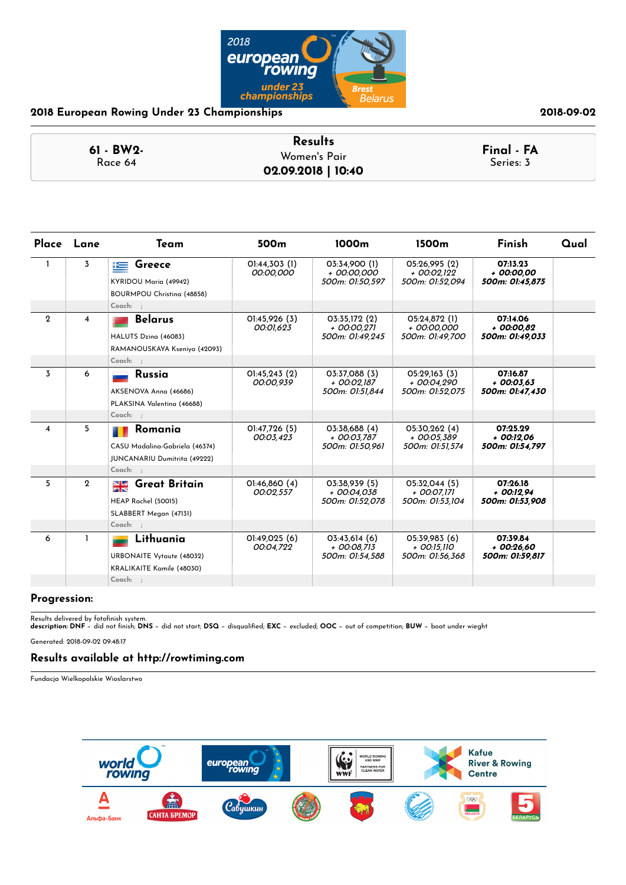2018 European Rowing Under 23 Championships

2018-09-02

| 61 - BW2- Race 64 | Results Women's Pair **02.09.2018 \| 10:40** | Final - FA Series: 3 |
|---|---|---|

| Place | Lane | Team | 500m | 1000m | 1500m | Finish | Qual |
|---|---|---|---|---|---|---|---|
| 1 | 3 | **Greece** KYRIDOU Maria (49942) BOURMPOU Christina (48858) Coach: ; | 01:44,303 (1) *00:00,000* | 03:34,900 (1) *+ 00:00,000* *500m: 01:50,597* | 05:26,995 (2) *+ 00:02,122* *500m: 01:52,094* | **07:13.23** ***+ 00:00,00*** ***500m: 01:45,875*** | |
| 2 | 4 | **Belarus** HALUTS Dzina (46083) RAMANOUSKAYA Kseniya (42093) Coach: ; | 01:45,926 (3) *00:01,623* | 03:35,172 (2) *+ 00:00,271* *500m: 01:49,245* | 05:24,872 (1) *+ 00:00,000* *500m: 01:49,700* | **07:14.06** ***+ 00:00,82*** ***500m: 01:49,033*** | |
| 3 | 6 | **Russia** AKSENOVA Anna (46686) PLAKSINA Valentina (46688) Coach: ; | 01:45,243 (2) *00:00,939* | 03:37,088 (3) *+ 00:02,187* *500m: 01:51,844* | 05:29,163 (3) *+ 00:04,290* *500m: 01:52,075* | **07:16.87** ***+ 00:03,63*** ***500m: 01:47,430*** | |
| 4 | 5 | **Romania** CASU Madalina-Gabriela (46374) JUNCANARIU Dumitrita (49222) Coach: ; | 01:47,726 (5) *00:03,423* | 03:38,688 (4) *+ 00:03,787* *500m: 01:50,961* | 05:30,262 (4) *+ 00:05,389* *500m: 01:51,574* | **07:25.29** ***+ 00:12,06*** ***500m: 01:54,797*** | |
| 5 | 2 | **Great Britain** HEAP Rachel (50015) SLABBERT Megan (47131) Coach: ; | 01:46,860 (4) *00:02,557* | 03:38,939 (5) *+ 00:04,038* *500m: 01:52,078* | 05:32,044 (5) *+ 00:07,171* *500m: 01:53,104* | **07:26.18** ***+ 00:12,94*** ***500m: 01:53,908*** | |
| 6 | 1 | **Lithuania** URBONAITE Vytaute (48032) KRALIKAITE Kamile (48030) Coach: ; | 01:49,025 (6) *00:04,722* | 03:43,614 (6) *+ 00:08,713* *500m: 01:54,588* | 05:39,983 (6) *+ 00:15,110* *500m: 01:56,368* | **07:39.84** ***+ 00:26,60*** ***500m: 01:59,817*** | |

## Progression:

Results delivered by fotofinish system.
**description: DNF** – did not finish; **DNS** – did not start; **DSQ** – disqualified; **EXC** – excluded; **OOC** – out of competition; **BUW** – boat under wieght

Generated: 2018-09-02 09:48:17

## Results available at http://rowtiming.com

Fundacja Wielkopolskie Wioslarstwo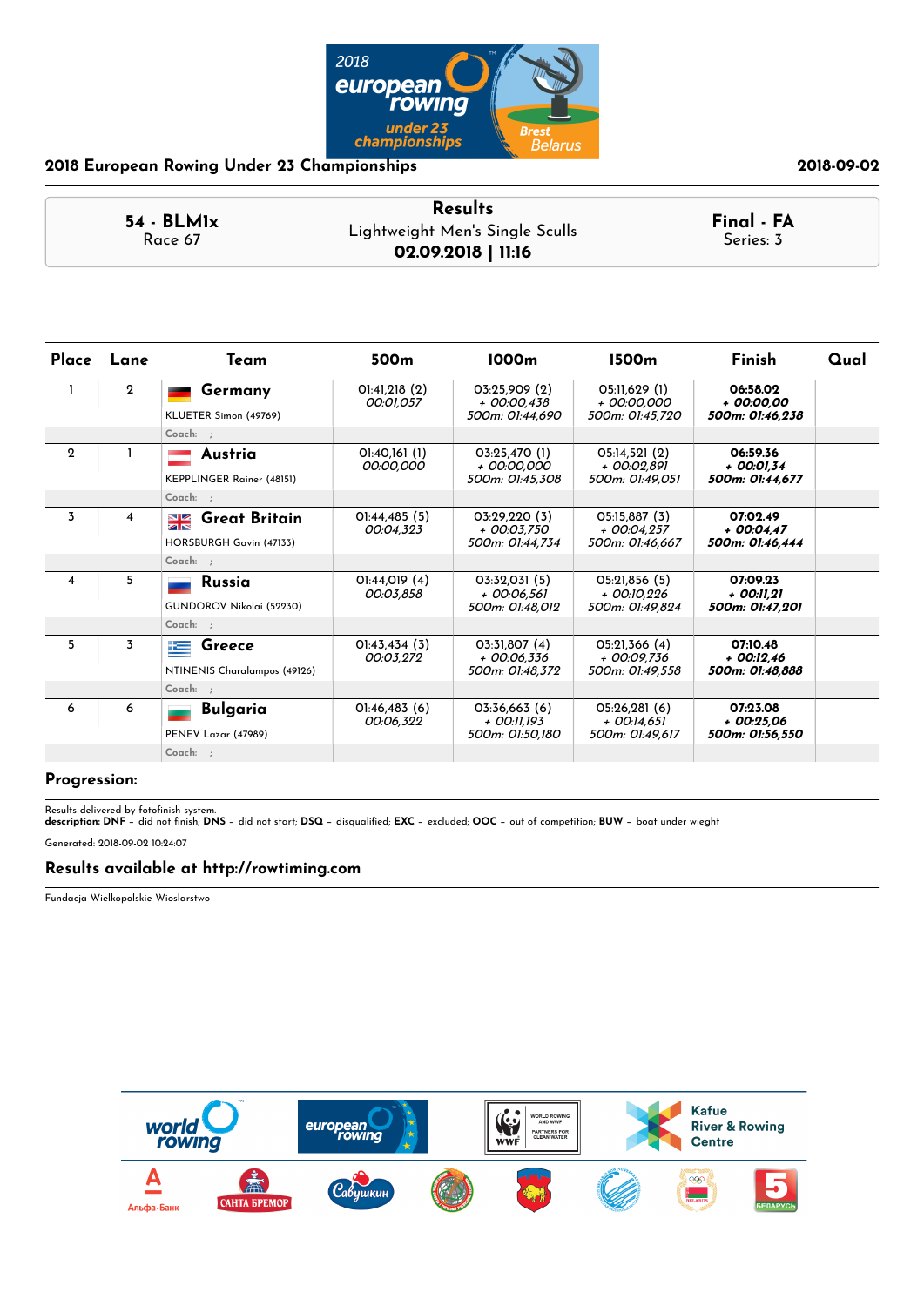## 2018 European Rowing Under 23 Championships

2018-09-02

| 54 - BLM1x<br>Race 67 | **Results**<br>Lightweight Men's Single Sculls<br>**02.09.2018 \| 11:16** | **Final - FA**<br>Series: 3 |
|---|---|---|

| Place | Lane | Team | 500m | 1000m | 1500m | Finish | Qual |
|---|---|---|---|---|---|---|---|
| 1 | 2 | **Germany**<br>KLUETER Simon (49769)<br>Coach: ; | 01:41,218 (2)<br>*00:01,057* | 03:25,909 (2)<br>*+ 00:00,438*<br>*500m: 01:44,690* | 05:11,629 (1)<br>*+ 00:00,000*<br>*500m: 01:45,720* | **06:58.02**<br>***+ 00:00,00***<br>***500m: 01:46,238*** | |
| 2 | 1 | **Austria**<br>KEPPLINGER Rainer (48151)<br>Coach: ; | 01:40,161 (1)<br>*00:00,000* | 03:25,470 (1)<br>*+ 00:00,000*<br>*500m: 01:45,308* | 05:14,521 (2)<br>*+ 00:02,891*<br>*500m: 01:49,051* | **06:59.36**<br>***+ 00:01,34***<br>***500m: 01:44,677*** | |
| 3 | 4 | **Great Britain**<br>HORSBURGH Gavin (47133)<br>Coach: ; | 01:44,485 (5)<br>*00:04,323* | 03:29,220 (3)<br>*+ 00:03,750*<br>*500m: 01:44,734* | 05:15,887 (3)<br>*+ 00:04,257*<br>*500m: 01:46,667* | **07:02.49**<br>***+ 00:04,47***<br>***500m: 01:46,444*** | |
| 4 | 5 | **Russia**<br>GUNDOROV Nikolai (52230)<br>Coach: ; | 01:44,019 (4)<br>*00:03,858* | 03:32,031 (5)<br>*+ 00:06,561*<br>*500m: 01:48,012* | 05:21,856 (5)<br>*+ 00:10,226*<br>*500m: 01:49,824* | **07:09.23**<br>***+ 00:11,21***<br>***500m: 01:47,201*** | |
| 5 | 3 | **Greece**<br>NTINENIS Charalampos (49126)<br>Coach: ; | 01:43,434 (3)<br>*00:03,272* | 03:31,807 (4)<br>*+ 00:06,336*<br>*500m: 01:48,372* | 05:21,366 (4)<br>*+ 00:09,736*<br>*500m: 01:49,558* | **07:10.48**<br>***+ 00:12,46***<br>***500m: 01:48,888*** | |
| 6 | 6 | **Bulgaria**<br>PENEV Lazar (47989)<br>Coach: ; | 01:46,483 (6)<br>*00:06,322* | 03:36,663 (6)<br>*+ 00:11,193*<br>*500m: 01:50,180* | 05:26,281 (6)<br>*+ 00:14,651*<br>*500m: 01:49,617* | **07:23.08**<br>***+ 00:25,06***<br>***500m: 01:56,550*** | |

### Progression:

Results delivered by fotofinish system.
**description: DNF** – did not finish; **DNS** – did not start; **DSQ** – disqualified; **EXC** – excluded; **OOC** – out of competition; **BUW** – boat under wieght

Generated: 2018-09-02 10:24:07

### Results available at http://rowtiming.com

Fundacja Wielkopolskie Wioslarstwo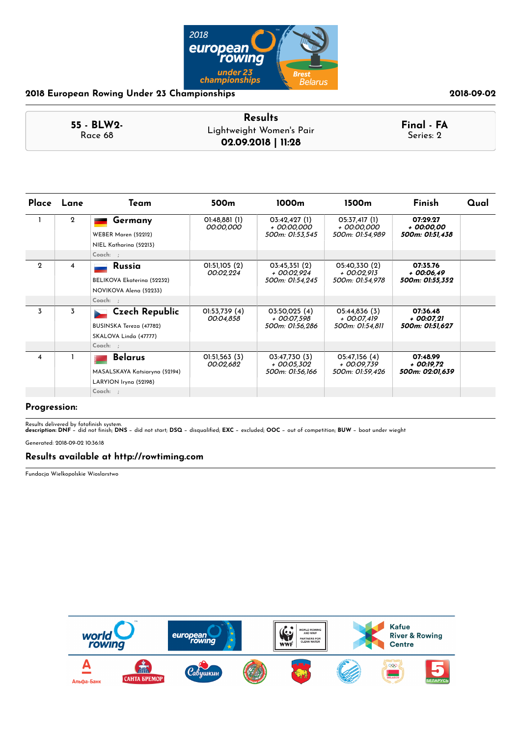# 2018 European Rowing Under 23 Championships

2018-09-02

**55 - BLW2-**
Race 68

**Results**
Lightweight Women's Pair
**02.09.2018 | 11:28**

**Final - FA**
Series: 2

| Place | Lane | Team | 500m | 1000m | 1500m | Finish | Qual |
|---|---|---|---|---|---|---|---|
| 1 | 2 | **Germany**<br>WEBER Maren (52212)<br>NIEL Katharina (52213)<br>Coach: ; | 01:48,881 (1)<br>*00:00,000* | 03:42,427 (1)<br>*+ 00:00,000*<br>*500m: 01:53,545* | 05:37,417 (1)<br>*+ 00:00,000*<br>*500m: 01:54,989* | **07:29.27**<br>***+ 00:00,00***<br>***500m: 01:51,438*** | |
| 2 | 4 | **Russia**<br>BELIKOVA Ekaterina (52232)<br>NOVIKOVA Alena (52233)<br>Coach: ; | 01:51,105 (2)<br>*00:02,224* | 03:45,351 (2)<br>*+ 00:02,924*<br>*500m: 01:54,245* | 05:40,330 (2)<br>*+ 00:02,913*<br>*500m: 01:54,978* | **07:35.76**<br>***+ 00:06,49***<br>***500m: 01:55,352*** | |
| 3 | 3 | **Czech Republic**<br>BUSINSKA Tereza (47782)<br>SKALOVA Linda (47777)<br>Coach: ; | 01:53,739 (4)<br>*00:04,858* | 03:50,025 (4)<br>*+ 00:07,598*<br>*500m: 01:56,286* | 05:44,836 (3)<br>*+ 00:07,419*<br>*500m: 01:54,811* | **07:36.48**<br>***+ 00:07,21***<br>***500m: 01:51,627*** | |
| 4 | 1 | **Belarus**<br>MASALSKAYA Katsiaryna (52194)<br>LARYION Iryna (52198)<br>Coach: ; | 01:51,563 (3)<br>*00:02,682* | 03:47,730 (3)<br>*+ 00:05,302*<br>*500m: 01:56,166* | 05:47,156 (4)<br>*+ 00:09,739*<br>*500m: 01:59,426* | **07:48.99**<br>***+ 00:19,72***<br>***500m: 02:01,639*** | |

**Progression:**

Results delivered by fotofinish system.
**description: DNF** – did not finish; **DNS** – did not start; **DSQ** – disqualified; **EXC** – excluded; **OOC** – out of competition; **BUW** – boat under wieght

Generated: 2018-09-02 10:36:18

## Results available at http://rowtiming.com

Fundacja Wielkopolskie Wioslarstwo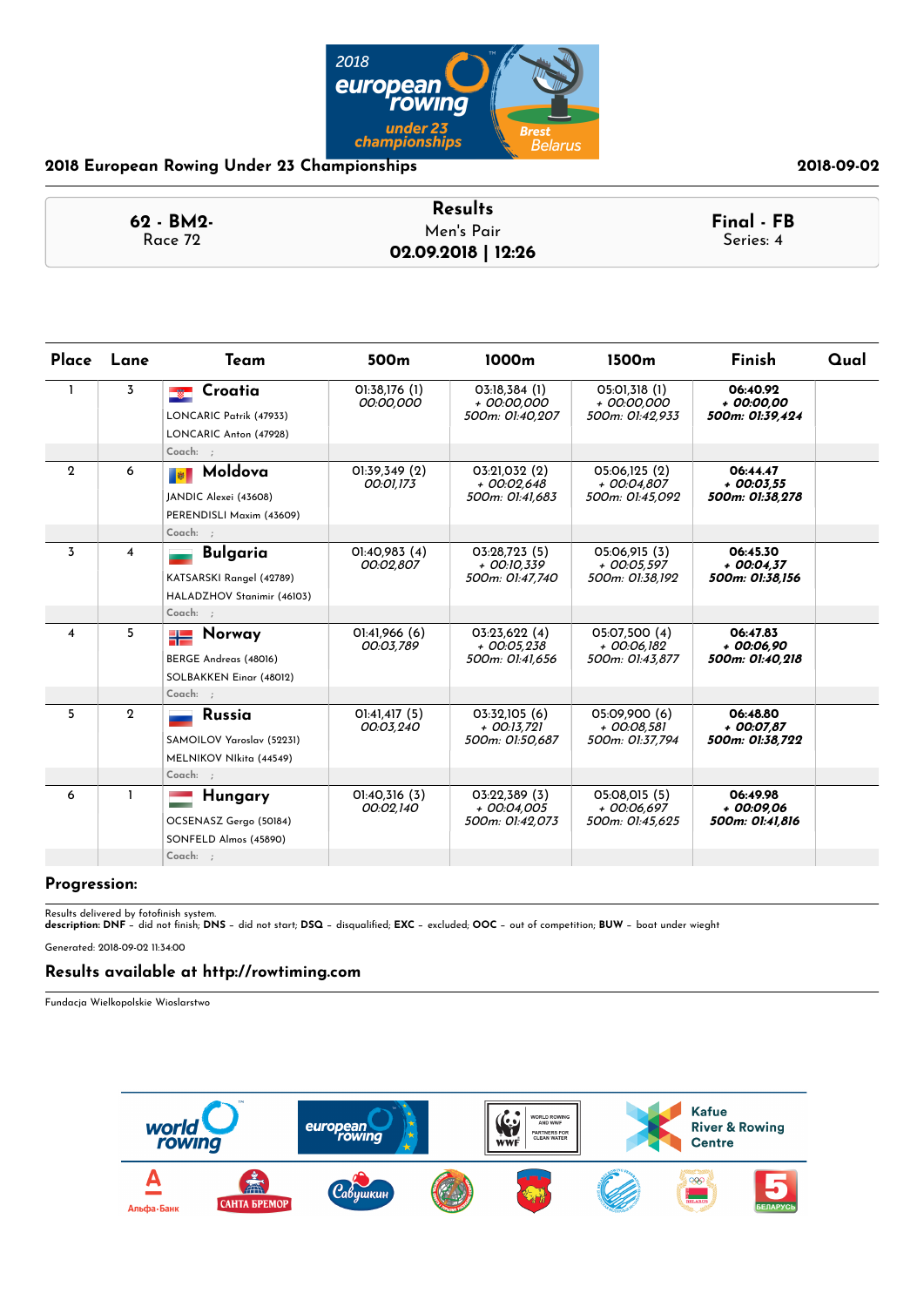# 2018 European Rowing Under 23 Championships

2018-09-02

**62 - BM2-**
Race 72

## Results
Men's Pair
**02.09.2018 | 12:26**

**Final - FB**
Series: 4

| Place | Lane | Team | 500m | 1000m | 1500m | Finish | Qual |
|---|---|---|---|---|---|---|---|
| 1 | 3 | **Croatia**<br>LONCARIC Patrik (47933)<br>LONCARIC Anton (47928)<br>Coach: ; | 01:38,176 (1)<br>*00:00,000* | 03:18,384 (1)<br>*+ 00:00,000*<br>*500m: 01:40,207* | 05:01,318 (1)<br>*+ 00:00,000*<br>*500m: 01:42,933* | **06:40.92**<br>***+ 00:00,00***<br>***500m: 01:39,424*** | |
| 2 | 6 | **Moldova**<br>JANDIC Alexei (43608)<br>PERENDISLI Maxim (43609)<br>Coach: ; | 01:39,349 (2)<br>*00:01,173* | 03:21,032 (2)<br>*+ 00:02,648*<br>*500m: 01:41,683* | 05:06,125 (2)<br>*+ 00:04,807*<br>*500m: 01:45,092* | **06:44.47**<br>***+ 00:03,55***<br>***500m: 01:38,278*** | |
| 3 | 4 | **Bulgaria**<br>KATSARSKI Rangel (42789)<br>HALADZHOV Stanimir (46103)<br>Coach: ; | 01:40,983 (4)<br>*00:02,807* | 03:28,723 (5)<br>*+ 00:10,339*<br>*500m: 01:47,740* | 05:06,915 (3)<br>*+ 00:05,597*<br>*500m: 01:38,192* | **06:45.30**<br>***+ 00:04,37***<br>***500m: 01:38,156*** | |
| 4 | 5 | **Norway**<br>BERGE Andreas (48016)<br>SOLBAKKEN Einar (48012)<br>Coach: ; | 01:41,966 (6)<br>*00:03,789* | 03:23,622 (4)<br>*+ 00:05,238*<br>*500m: 01:41,656* | 05:07,500 (4)<br>*+ 00:06,182*<br>*500m: 01:43,877* | **06:47.83**<br>***+ 00:06,90***<br>***500m: 01:40,218*** | |
| 5 | 2 | **Russia**<br>SAMOILOV Yaroslav (52231)<br>MELNIKOV NIkita (44549)<br>Coach: ; | 01:41,417 (5)<br>*00:03,240* | 03:32,105 (6)<br>*+ 00:13,721*<br>*500m: 01:50,687* | 05:09,900 (6)<br>*+ 00:08,581*<br>*500m: 01:37,794* | **06:48.80**<br>***+ 00:07,87***<br>***500m: 01:38,722*** | |
| 6 | 1 | **Hungary**<br>OCSENASZ Gergo (50184)<br>SONFELD Almos (45890)<br>Coach: ; | 01:40,316 (3)<br>*00:02,140* | 03:22,389 (3)<br>*+ 00:04,005*<br>*500m: 01:42,073* | 05:08,015 (5)<br>*+ 00:06,697*<br>*500m: 01:45,625* | **06:49.98**<br>***+ 00:09,06***<br>***500m: 01:41,816*** | |

### Progression:

Results delivered by fotofinish system.
**description: DNF** – did not finish; **DNS** – did not start; **DSQ** – disqualified; **EXC** – excluded; **OOC** – out of competition; **BUW** – boat under wieght

Generated: 2018-09-02 11:34:00

### Results available at http://rowtiming.com

Fundacja Wielkopolskie Wioslarstwo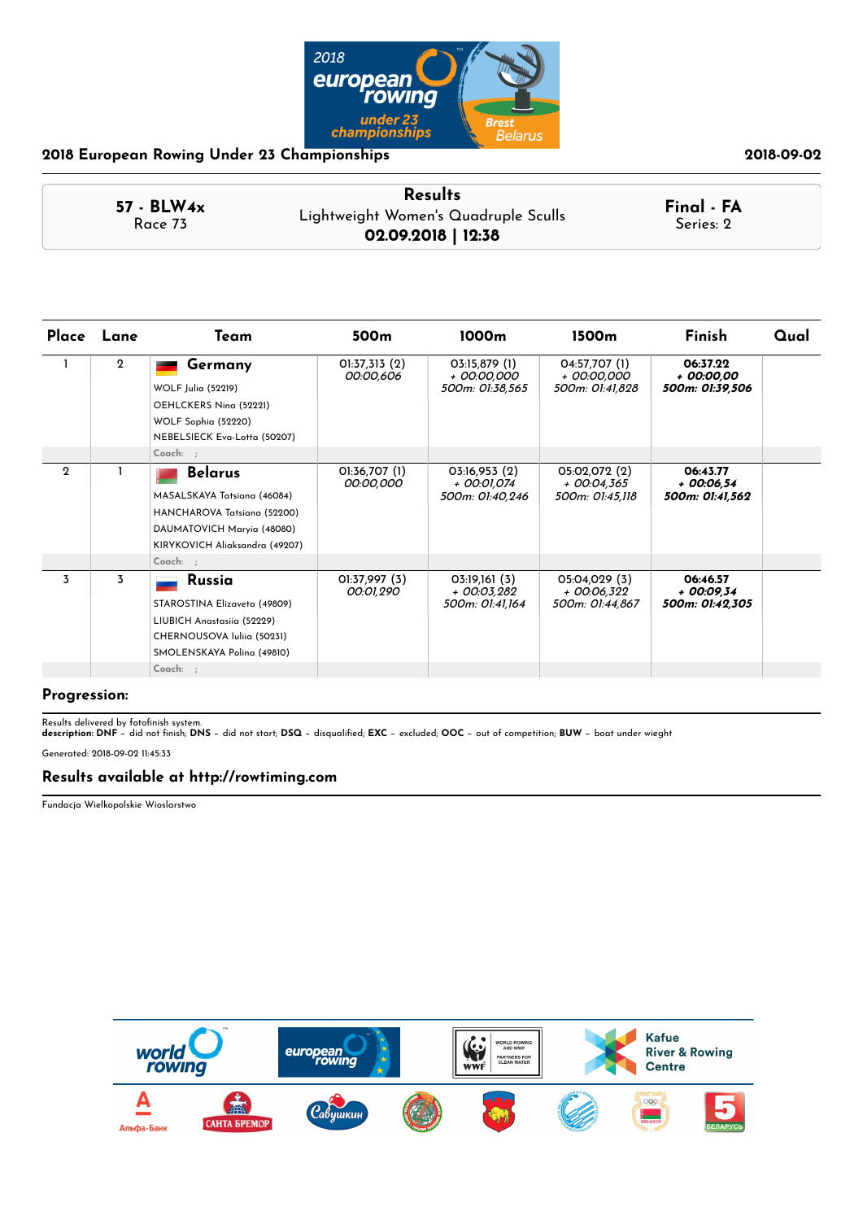## 2018 European Rowing Under 23 Championships

2018-09-02

| 57 - BLW4x<br>Race 73 | Results<br>Lightweight Women's Quadruple Sculls<br>**02.09.2018 \| 12:38** | Final - FA<br>Series: 2 |
|---|---|---|

| Place | Lane | Team | 500m | 1000m | 1500m | Finish | Qual |
|---|---|---|---|---|---|---|---|
| 1 | 2 | **Germany**<br>WOLF Julia (52219)<br>OEHLCKERS Nina (52221)<br>WOLF Sophia (52220)<br>NEBELSIECK Eva-Lotta (50207)<br>Coach: ; | 01:37,313 (2)<br>*00:00,606* | 03:15,879 (1)<br>*+ 00:00,000*<br>*500m: 01:38,565* | 04:57,707 (1)<br>*+ 00:00,000*<br>*500m: 01:41,828* | **06:37.22**<br>***+ 00:00,00***<br>***500m: 01:39,506*** | |
| 2 | 1 | **Belarus**<br>MASALSKAYA Tatsiana (46084)<br>HANCHAROVA Tatsiana (52200)<br>DAUMATOVICH Maryia (48080)<br>KIRYKOVICH Aliaksandra (49207)<br>Coach: ; | 01:36,707 (1)<br>*00:00,000* | 03:16,953 (2)<br>*+ 00:01,074*<br>*500m: 01:40,246* | 05:02,072 (2)<br>*+ 00:04,365*<br>*500m: 01:45,118* | **06:43.77**<br>***+ 00:06,54***<br>***500m: 01:41,562*** | |
| 3 | 3 | **Russia**<br>STAROSTINA Elizaveta (49809)<br>LIUBICH Anastasiia (52229)<br>CHERNOUSOVA Iuliia (50231)<br>SMOLENSKAYA Polina (49810)<br>Coach: ; | 01:37,997 (3)<br>*00:01,290* | 03:19,161 (3)<br>*+ 00:03,282*<br>*500m: 01:41,164* | 05:04,029 (3)<br>*+ 00:06,322*<br>*500m: 01:44,867* | **06:46.57**<br>***+ 00:09,34***<br>***500m: 01:42,305*** | |

### Progression:

Results delivered by fotofinish system.
**description: DNF** – did not finish; **DNS** – did not start; **DSQ** – disqualified; **EXC** – excluded; **OOC** – out of competition; **BUW** – boat under wieght

Generated: 2018-09-02 11:45:33

### Results available at http://rowtiming.com

Fundacja Wielkopolskie Wioslarstwo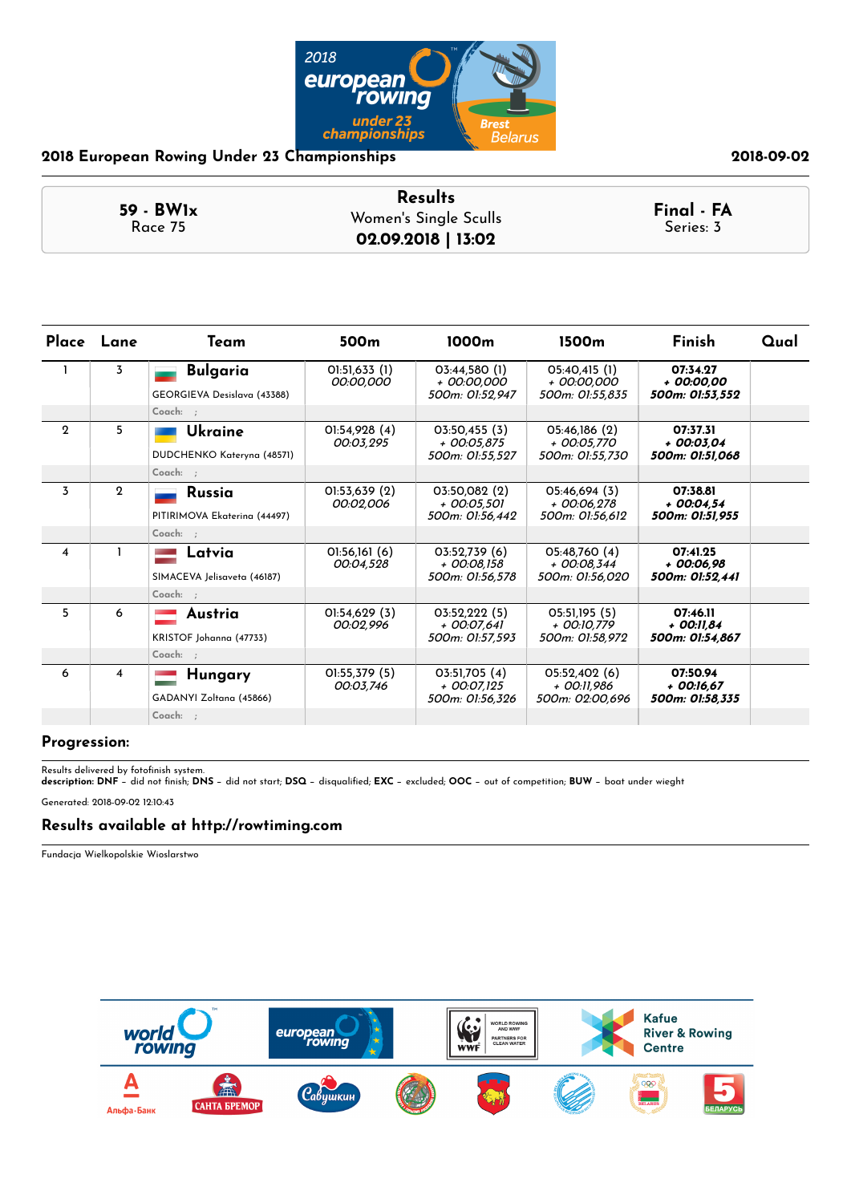2018 European Rowing Under 23 Championships

2018-09-02

| 59 - BW1x<br>Race 75 | **Results**<br>Women's Single Sculls<br>**02.09.2018 \| 13:02** | **Final - FA**<br>Series: 3 |
|---|---|---|

| Place | Lane | Team | 500m | 1000m | 1500m | Finish | Qual |
|---|---|---|---|---|---|---|---|
| 1 | 3 | **Bulgaria**<br>GEORGIEVA Desislava (43388)<br>Coach: ; | 01:51,633 (1)<br>*00:00,000* | 03:44,580 (1)<br>*+ 00:00,000*<br>*500m: 01:52,947* | 05:40,415 (1)<br>*+ 00:00,000*<br>*500m: 01:55,835* | **07:34.27**<br>***+ 00:00,00***<br>***500m: 01:53,552*** | |
| 2 | 5 | **Ukraine**<br>DUDCHENKO Kateryna (48571)<br>Coach: ; | 01:54,928 (4)<br>*00:03,295* | 03:50,455 (3)<br>*+ 00:05,875*<br>*500m: 01:55,527* | 05:46,186 (2)<br>*+ 00:05,770*<br>*500m: 01:55,730* | **07:37.31**<br>***+ 00:03,04***<br>***500m: 01:51,068*** | |
| 3 | 2 | **Russia**<br>PITIRIMOVA Ekaterina (44497)<br>Coach: ; | 01:53,639 (2)<br>*00:02,006* | 03:50,082 (2)<br>*+ 00:05,501*<br>*500m: 01:56,442* | 05:46,694 (3)<br>*+ 00:06,278*<br>*500m: 01:56,612* | **07:38.81**<br>***+ 00:04,54***<br>***500m: 01:51,955*** | |
| 4 | 1 | **Latvia**<br>SIMACEVA Jelisaveta (46187)<br>Coach: ; | 01:56,161 (6)<br>*00:04,528* | 03:52,739 (6)<br>*+ 00:08,158*<br>*500m: 01:56,578* | 05:48,760 (4)<br>*+ 00:08,344*<br>*500m: 01:56,020* | **07:41.25**<br>***+ 00:06,98***<br>***500m: 01:52,441*** | |
| 5 | 6 | **Austria**<br>KRISTOF Johanna (47733)<br>Coach: ; | 01:54,629 (3)<br>*00:02,996* | 03:52,222 (5)<br>*+ 00:07,641*<br>*500m: 01:57,593* | 05:51,195 (5)<br>*+ 00:10,779*<br>*500m: 01:58,972* | **07:46.11**<br>***+ 00:11,84***<br>***500m: 01:54,867*** | |
| 6 | 4 | **Hungary**<br>GADANYI Zoltana (45866)<br>Coach: ; | 01:55,379 (5)<br>*00:03,746* | 03:51,705 (4)<br>*+ 00:07,125*<br>*500m: 01:56,326* | 05:52,402 (6)<br>*+ 00:11,986*<br>*500m: 02:00,696* | **07:50.94**<br>***+ 00:16,67***<br>***500m: 01:58,335*** | |

**Progression:**

Results delivered by fotofinish system.
**description: DNF** – did not finish; **DNS** – did not start; **DSQ** – disqualified; **EXC** – excluded; **OOC** – out of competition; **BUW** – boat under wieght

Generated: 2018-09-02 12:10:43

**Results available at http://rowtiming.com**

Fundacja Wielkopolskie Wioslarstwo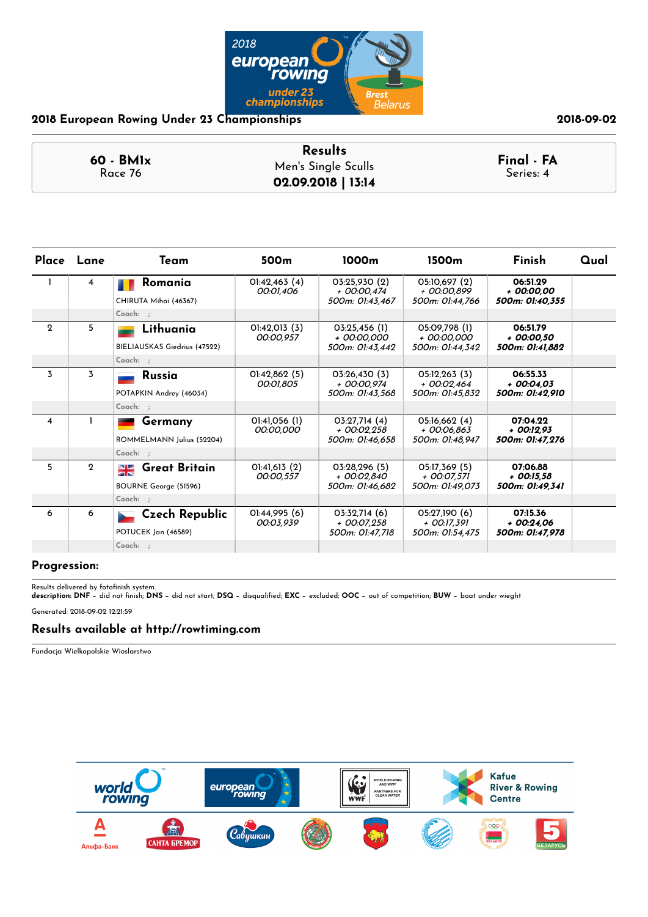2018 European Rowing Under 23 Championships

2018-09-02

| 60 - BM1x<br>Race 76 | **Results**<br>Men's Single Sculls<br>**02.09.2018 \| 13:14** | **Final - FA**<br>Series: 4 |
|---|---|---|

| Place | Lane | Team | 500m | 1000m | 1500m | Finish | Qual |
|---|---|---|---|---|---|---|---|
| 1 | 4 | **Romania**<br>CHIRUTA Mihai (46367)<br>Coach: ; | 01:42,463 (4)<br>*00:01,406* | 03:25,930 (2)<br>*+ 00:00,474*<br>*500m: 01:43,467* | 05:10,697 (2)<br>*+ 00:00,899*<br>*500m: 01:44,766* | **06:51.29**<br>***+ 00:00,00***<br>***500m: 01:40,355*** | |
| 2 | 5 | **Lithuania**<br>BIELIAUSKAS Giedrius (47522)<br>Coach: ; | 01:42,013 (3)<br>*00:00,957* | 03:25,456 (1)<br>*+ 00:00,000*<br>*500m: 01:43,442* | 05:09,798 (1)<br>*+ 00:00,000*<br>*500m: 01:44,342* | **06:51.79**<br>***+ 00:00,50***<br>***500m: 01:41,882*** | |
| 3 | 3 | **Russia**<br>POTAPKIN Andrey (46034)<br>Coach: ; | 01:42,862 (5)<br>*00:01,805* | 03:26,430 (3)<br>*+ 00:00,974*<br>*500m: 01:43,568* | 05:12,263 (3)<br>*+ 00:02,464*<br>*500m: 01:45,832* | **06:55.33**<br>***+ 00:04,03***<br>***500m: 01:42,910*** | |
| 4 | 1 | **Germany**<br>ROMMELMANN Julius (52204)<br>Coach: ; | 01:41,056 (1)<br>*00:00,000* | 03:27,714 (4)<br>*+ 00:02,258*<br>*500m: 01:46,658* | 05:16,662 (4)<br>*+ 00:06,863*<br>*500m: 01:48,947* | **07:04.22**<br>***+ 00:12,93***<br>***500m: 01:47,276*** | |
| 5 | 2 | **Great Britain**<br>BOURNE George (51596)<br>Coach: ; | 01:41,613 (2)<br>*00:00,557* | 03:28,296 (5)<br>*+ 00:02,840*<br>*500m: 01:46,682* | 05:17,369 (5)<br>*+ 00:07,571*<br>*500m: 01:49,073* | **07:06.88**<br>***+ 00:15,58***<br>***500m: 01:49,341*** | |
| 6 | 6 | **Czech Republic**<br>POTUCEK Jan (46589)<br>Coach: ; | 01:44,995 (6)<br>*00:03,939* | 03:32,714 (6)<br>*+ 00:07,258*<br>*500m: 01:47,718* | 05:27,190 (6)<br>*+ 00:17,391*<br>*500m: 01:54,475* | **07:15.36**<br>***+ 00:24,06***<br>***500m: 01:47,978*** | |

**Progression:**

Results delivered by fotofinish system.
**description: DNF** – did not finish; **DNS** – did not start; **DSQ** – disqualified; **EXC** – excluded; **OOC** – out of competition; **BUW** – boat under wieght

Generated: 2018-09-02 12:21:59

## Results available at http://rowtiming.com

Fundacja Wielkopolskie Wioslarstwo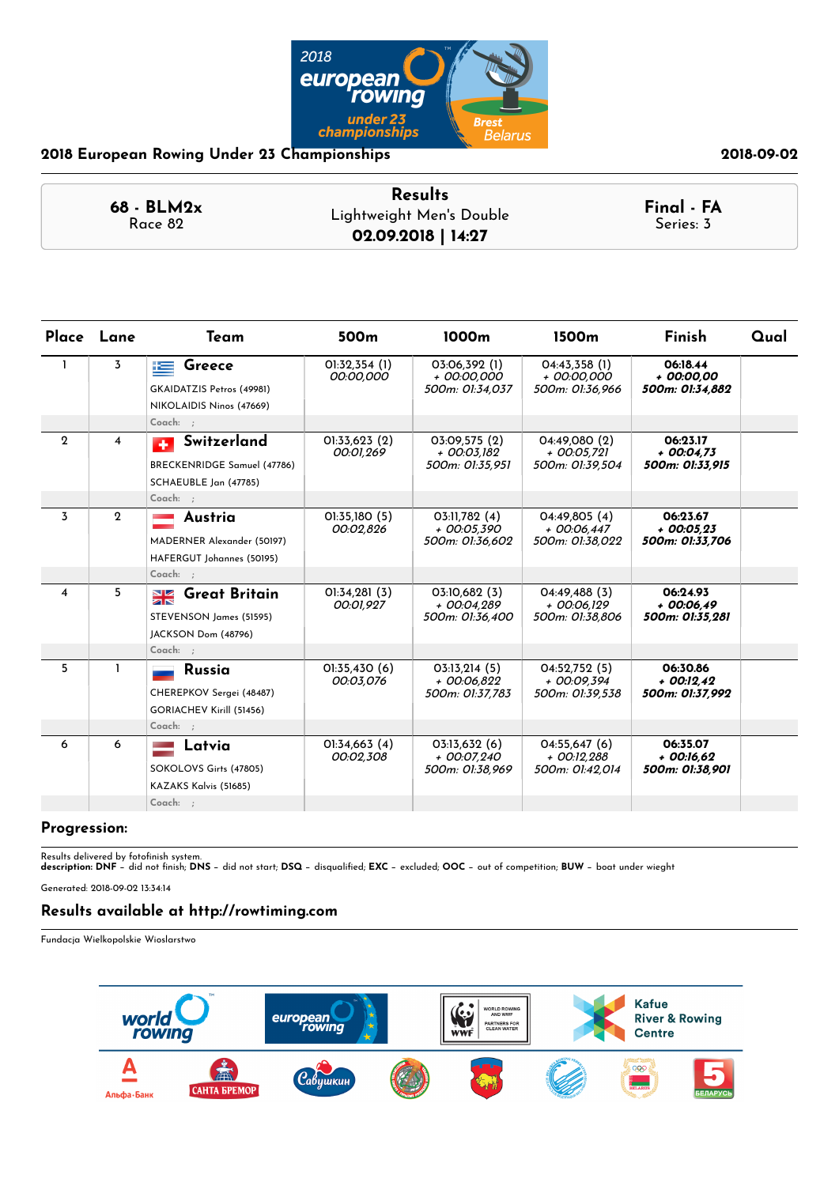## 2018 European Rowing Under 23 Championships

2018-09-02

| 68 - BLM2x | Results | Final - FA |
|---|---|---|
| Race 82 | Lightweight Men's Double | Series: 3 |
| | **02.09.2018 \| 14:27** | |

| Place | Lane | Team | 500m | 1000m | 1500m | Finish | Qual |
|---|---|---|---|---|---|---|---|
| 1 | 3 | **Greece**<br>GKAIDATZIS Petros (49981)<br>NIKOLAIDIS Ninos (47669)<br>Coach: ; | 01:32,354 (1)<br>*00:00,000* | 03:06,392 (1)<br>*+ 00:00,000*<br>*500m: 01:34,037* | 04:43,358 (1)<br>*+ 00:00,000*<br>*500m: 01:36,966* | **06:18.44**<br>***+ 00:00,00***<br>***500m: 01:34,882*** | |
| 2 | 4 | **Switzerland**<br>BRECKENRIDGE Samuel (47786)<br>SCHAEUBLE Jan (47785)<br>Coach: ; | 01:33,623 (2)<br>*00:01,269* | 03:09,575 (2)<br>*+ 00:03,182*<br>*500m: 01:35,951* | 04:49,080 (2)<br>*+ 00:05,721*<br>*500m: 01:39,504* | **06:23.17**<br>***+ 00:04,73***<br>***500m: 01:33,915*** | |
| 3 | 2 | **Austria**<br>MADERNER Alexander (50197)<br>HAFERGUT Johannes (50195)<br>Coach: ; | 01:35,180 (5)<br>*00:02,826* | 03:11,782 (4)<br>*+ 00:05,390*<br>*500m: 01:36,602* | 04:49,805 (4)<br>*+ 00:06,447*<br>*500m: 01:38,022* | **06:23.67**<br>***+ 00:05,23***<br>***500m: 01:33,706*** | |
| 4 | 5 | **Great Britain**<br>STEVENSON James (51595)<br>JACKSON Dom (48796)<br>Coach: ; | 01:34,281 (3)<br>*00:01,927* | 03:10,682 (3)<br>*+ 00:04,289*<br>*500m: 01:36,400* | 04:49,488 (3)<br>*+ 00:06,129*<br>*500m: 01:38,806* | **06:24.93**<br>***+ 00:06,49***<br>***500m: 01:35,281*** | |
| 5 | 1 | **Russia**<br>CHEREPKOV Sergei (48487)<br>GORIACHEV Kirill (51456)<br>Coach: ; | 01:35,430 (6)<br>*00:03,076* | 03:13,214 (5)<br>*+ 00:06,822*<br>*500m: 01:37,783* | 04:52,752 (5)<br>*+ 00:09,394*<br>*500m: 01:39,538* | **06:30.86**<br>***+ 00:12,42***<br>***500m: 01:37,992*** | |
| 6 | 6 | **Latvia**<br>SOKOLOVS Girts (47805)<br>KAZAKS Kalvis (51685)<br>Coach: ; | 01:34,663 (4)<br>*00:02,308* | 03:13,632 (6)<br>*+ 00:07,240*<br>*500m: 01:38,969* | 04:55,647 (6)<br>*+ 00:12,288*<br>*500m: 01:42,014* | **06:35.07**<br>***+ 00:16,62***<br>***500m: 01:38,901*** | |

### Progression:

Results delivered by fotofinish system.
**description: DNF** – did not finish; **DNS** – did not start; **DSQ** – disqualified; **EXC** – excluded; **OOC** – out of competition; **BUW** – boat under wieght

Generated: 2018-09-02 13:34:14

### Results available at http://rowtiming.com

Fundacja Wielkopolskie Wioslarstwo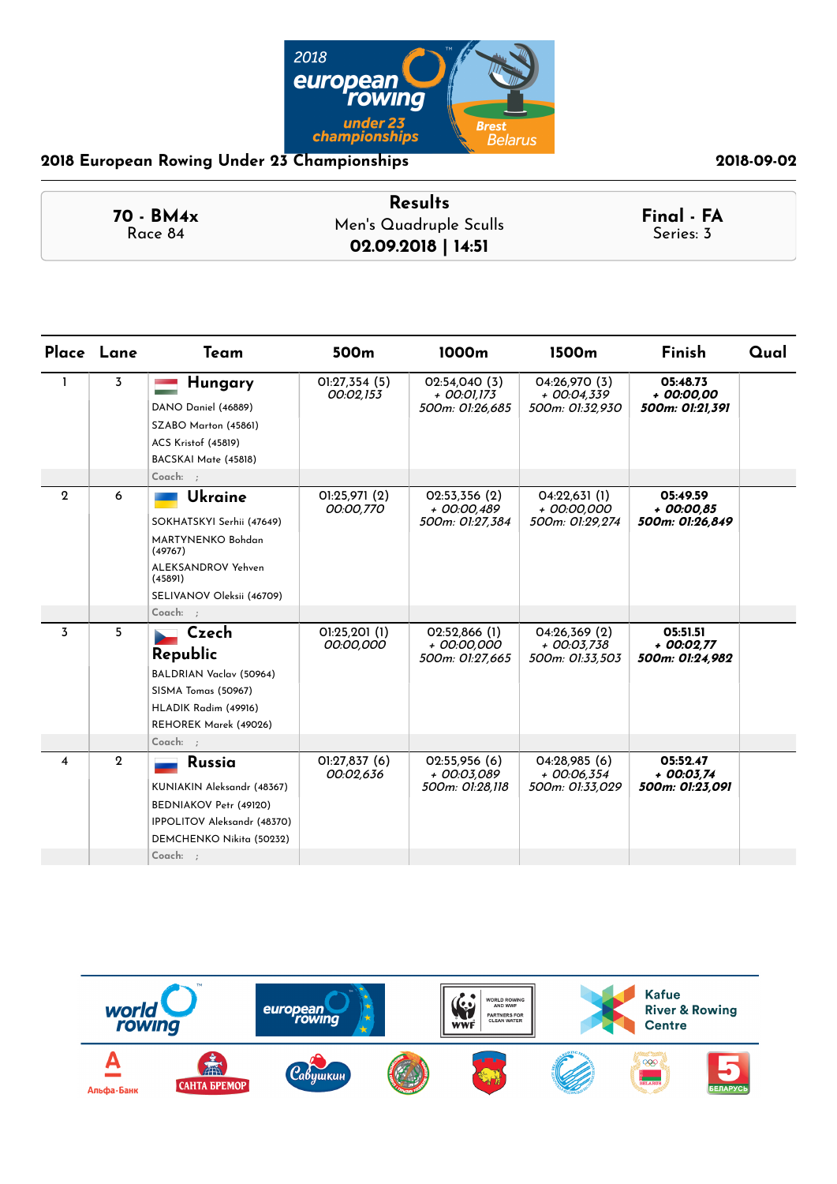## 2018 European Rowing Under 23 Championships

2018-09-02

**70 - BM4x**
Race 84

**Results**
Men's Quadruple Sculls
**02.09.2018 | 14:51**

**Final - FA**
Series: 3

| Place | Lane | Team | 500m | 1000m | 1500m | Finish | Qual |
|---|---|---|---|---|---|---|---|
| 1 | 3 | **Hungary**<br>DANO Daniel (46889)<br>SZABO Marton (45861)<br>ACS Kristof (45819)<br>BACSKAI Mate (45818)<br>Coach: ; | 01:27,354 (5)<br>*00:02,153* | 02:54,040 (3)<br>*+ 00:01,173*<br>*500m: 01:26,685* | 04:26,970 (3)<br>*+ 00:04,339*<br>*500m: 01:32,930* | **05:48.73**<br>***+ 00:00,00***<br>***500m: 01:21,391*** | |
| 2 | 6 | **Ukraine**<br>SOKHATSKYI Serhii (47649)<br>MARTYNENKO Bohdan (49767)<br>ALEKSANDROV Yehven (45891)<br>SELIVANOV Oleksii (46709)<br>Coach: ; | 01:25,971 (2)<br>*00:00,770* | 02:53,356 (2)<br>*+ 00:00,489*<br>*500m: 01:27,384* | 04:22,631 (1)<br>*+ 00:00,000*<br>*500m: 01:29,274* | **05:49.59**<br>***+ 00:00,85***<br>***500m: 01:26,849*** | |
| 3 | 5 | **Czech Republic**<br>BALDRIAN Vaclav (50964)<br>SISMA Tomas (50967)<br>HLADIK Radim (49916)<br>REHOREK Marek (49026)<br>Coach: ; | 01:25,201 (1)<br>*00:00,000* | 02:52,866 (1)<br>*+ 00:00,000*<br>*500m: 01:27,665* | 04:26,369 (2)<br>*+ 00:03,738*<br>*500m: 01:33,503* | **05:51.51**<br>***+ 00:02,77***<br>***500m: 01:24,982*** | |
| 4 | 2 | **Russia**<br>KUNIAKIN Aleksandr (48367)<br>BEDNIAKOV Petr (49120)<br>IPPOLITOV Aleksandr (48370)<br>DEMCHENKO Nikita (50232)<br>Coach: ; | 01:27,837 (6)<br>*00:02,636* | 02:55,956 (6)<br>*+ 00:03,089*<br>*500m: 01:28,118* | 04:28,985 (6)<br>*+ 00:06,354*<br>*500m: 01:33,029* | **05:52.47**<br>***+ 00:03,74***<br>***500m: 01:23,091*** | |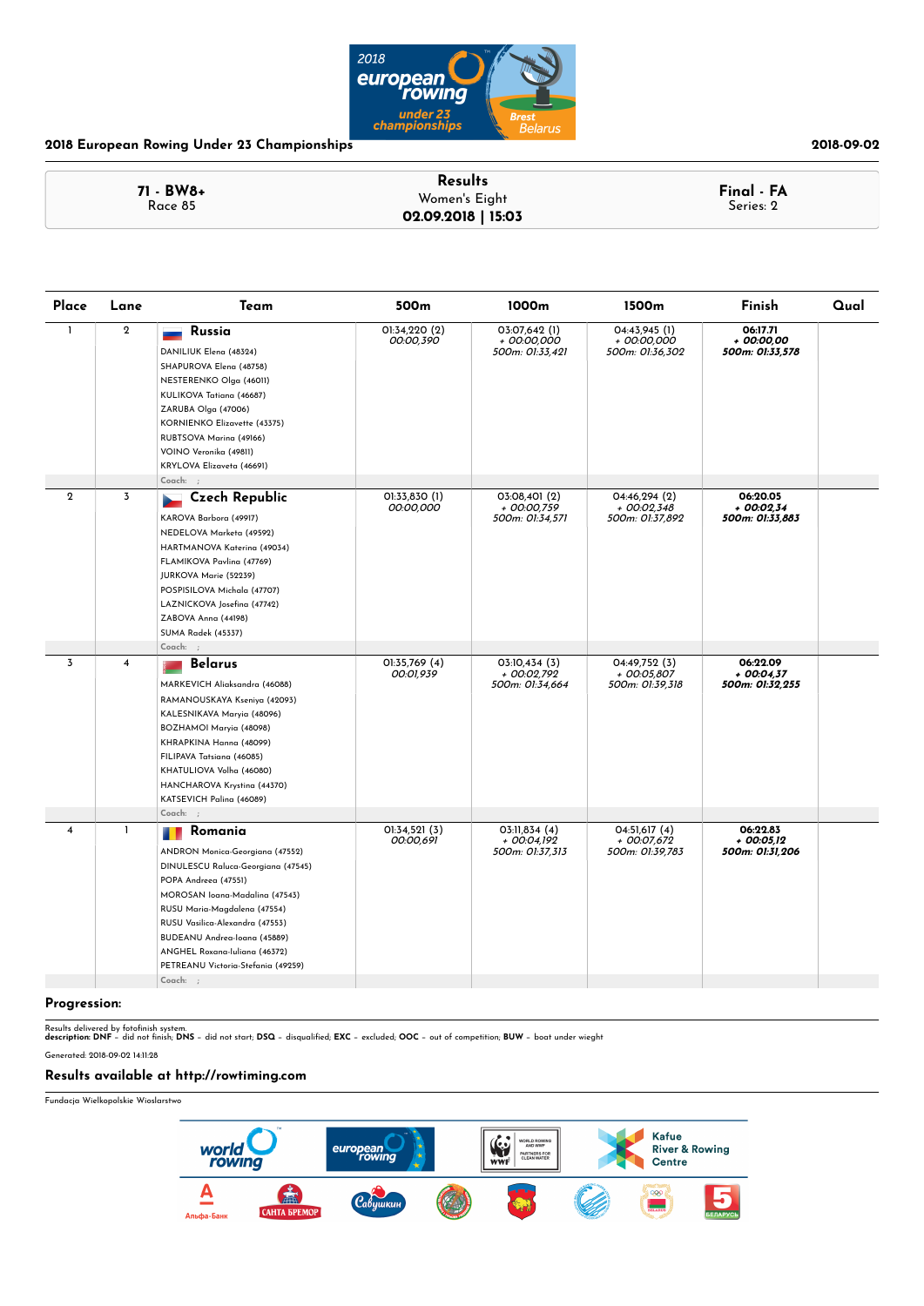## 2018 European Rowing Under 23 Championships

2018-09-02

| 71 - BW8+ Race 85 | Results Women's Eight **02.09.2018 \| 15:03** | Final - FA Series: 2 |
|---|---|---|

| Place | Lane | Team | 500m | 1000m | 1500m | Finish | Qual |
|---|---|---|---|---|---|---|---|
| 1 | 2 | **Russia**<br>DANILIUK Elena (48324)<br>SHAPUROVA Elena (48758)<br>NESTERENKO Olga (46011)<br>KULIKOVA Tatiana (46687)<br>ZARUBA Olga (47006)<br>KORNIENKO Elizavette (43375)<br>RUBTSOVA Marina (49166)<br>VOINO Veronika (49811)<br>KRYLOVA Elizaveta (46691)<br>Coach: ; | 01:34,220 (2)<br>*00:00,390* | 03:07,642 (1)<br>*+ 00:00,000*<br>*500m: 01:33,421* | 04:43,945 (1)<br>*+ 00:00,000*<br>*500m: 01:36,302* | **06:17.71**<br>***+ 00:00,00***<br>***500m: 01:33,578*** | |
| 2 | 3 | **Czech Republic**<br>KAROVA Barbora (49917)<br>NEDELOVA Marketa (49592)<br>HARTMANOVA Katerina (49034)<br>FLAMIKOVA Pavlina (47769)<br>JURKOVA Marie (52239)<br>POSPISILOVA Michala (47707)<br>LAZNICKOVA Josefina (47742)<br>ZABOVA Anna (44198)<br>SUMA Radek (45337)<br>Coach: ; | 01:33,830 (1)<br>*00:00,000* | 03:08,401 (2)<br>*+ 00:00,759*<br>*500m: 01:34,571* | 04:46,294 (2)<br>*+ 00:02,348*<br>*500m: 01:37,892* | **06:20.05**<br>***+ 00:02,34***<br>***500m: 01:33,883*** | |
| 3 | 4 | **Belarus**<br>MARKEVICH Aliaksandra (46088)<br>RAMANOUSKAYA Kseniya (42093)<br>KALESNIKAVA Maryia (48096)<br>BOZHAMOI Maryia (48098)<br>KHRAPKINA Hanna (48099)<br>FILIPAVA Tatsiana (46085)<br>KHATULIOVA Volha (46080)<br>HANCHAROVA Krystina (44370)<br>KATSEVICH Palina (46089)<br>Coach: ; | 01:35,769 (4)<br>*00:01,939* | 03:10,434 (3)<br>*+ 00:02,792*<br>*500m: 01:34,664* | 04:49,752 (3)<br>*+ 00:05,807*<br>*500m: 01:39,318* | **06:22.09**<br>***+ 00:04,37***<br>***500m: 01:32,255*** | |
| 4 | 1 | **Romania**<br>ANDRON Monica-Georgiana (47552)<br>DINULESCU Raluca-Georgiana (47545)<br>POPA Andreea (47551)<br>MOROSAN Ioana-Madalina (47543)<br>RUSU Maria-Magdalena (47554)<br>RUSU Vasilica-Alexandra (47553)<br>BUDEANU Andrea-Ioana (45889)<br>ANGHEL Roxana-Iuliana (46372)<br>PETREANU Victoria-Stefania (49259)<br>Coach: ; | 01:34,521 (3)<br>*00:00,691* | 03:11,834 (4)<br>*+ 00:04,192*<br>*500m: 01:37,313* | 04:51,617 (4)<br>*+ 00:07,672*<br>*500m: 01:39,783* | **06:22.83**<br>***+ 00:05,12***<br>***500m: 01:31,206*** | |

**Progression:**

Results delivered by fotofinish system.
**description: DNF** – did not finish; **DNS** – did not start; **DSQ** – disqualified; **EXC** – excluded; **OOC** – out of competition; **BUW** – boat under wieght

Generated: 2018-09-02 14:11:28

### Results available at http://rowtiming.com

Fundacja Wielkopolskie Wioslarstwo